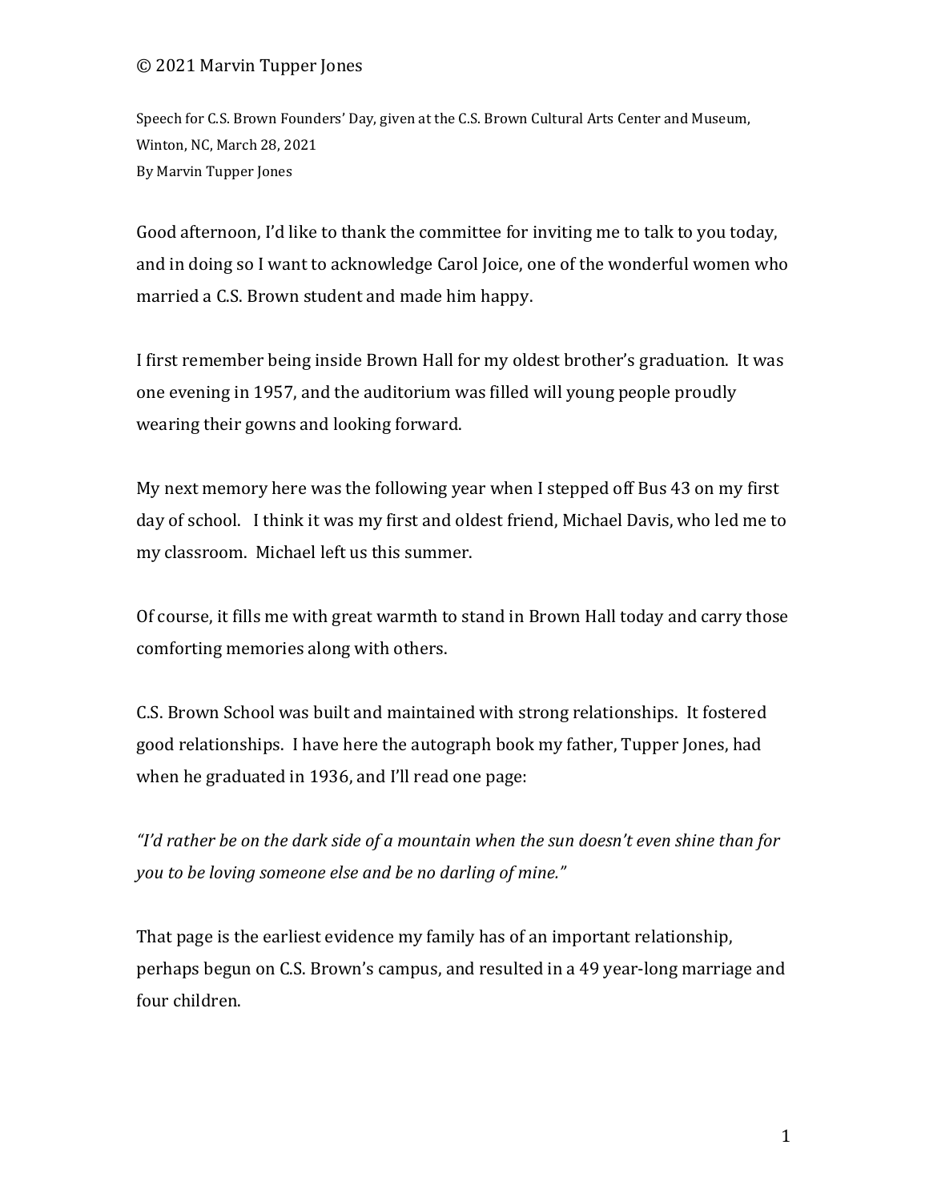© 2021 Marvin Tupper Jones

Speech for C.S. Brown Founders' Day, given at the C.S. Brown Cultural Arts Center and Museum, Winton, NC, March 28, 2021
By Marvin Tupper Jones

Good afternoon, I'd like to thank the committee for inviting me to talk to you today, and in doing so I want to acknowledge Carol Joice, one of the wonderful women who married a C.S. Brown student and made him happy.

I first remember being inside Brown Hall for my oldest brother's graduation. It was one evening in 1957, and the auditorium was filled will young people proudly wearing their gowns and looking forward.

My next memory here was the following year when I stepped off Bus 43 on my first day of school. I think it was my first and oldest friend, Michael Davis, who led me to my classroom. Michael left us this summer.

Of course, it fills me with great warmth to stand in Brown Hall today and carry those comforting memories along with others.

C.S. Brown School was built and maintained with strong relationships. It fostered good relationships. I have here the autograph book my father, Tupper Jones, had when he graduated in 1936, and I'll read one page:

*"I'd rather be on the dark side of a mountain when the sun doesn't even shine than for you to be loving someone else and be no darling of mine."*

That page is the earliest evidence my family has of an important relationship, perhaps begun on C.S. Brown's campus, and resulted in a 49 year-long marriage and four children.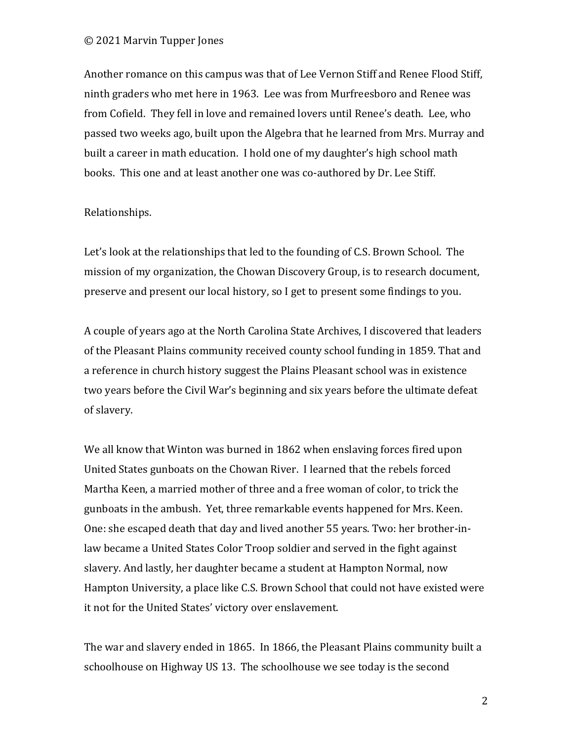Another romance on this campus was that of Lee Vernon Stiff and Renee Flood Stiff, ninth graders who met here in 1963. Lee was from Murfreesboro and Renee was from Cofield. They fell in love and remained lovers until Renee's death. Lee, who passed two weeks ago, built upon the Algebra that he learned from Mrs. Murray and built a career in math education. I hold one of my daughter's high school math books. This one and at least another one was co-authored by Dr. Lee Stiff.

Relationships.

Let's look at the relationships that led to the founding of C.S. Brown School. The mission of my organization, the Chowan Discovery Group, is to research document, preserve and present our local history, so I get to present some findings to you.

A couple of years ago at the North Carolina State Archives, I discovered that leaders of the Pleasant Plains community received county school funding in 1859. That and a reference in church history suggest the Plains Pleasant school was in existence two years before the Civil War's beginning and six years before the ultimate defeat of slavery.

We all know that Winton was burned in 1862 when enslaving forces fired upon United States gunboats on the Chowan River. I learned that the rebels forced Martha Keen, a married mother of three and a free woman of color, to trick the gunboats in the ambush. Yet, three remarkable events happened for Mrs. Keen. One: she escaped death that day and lived another 55 years. Two: her brother-in-law became a United States Color Troop soldier and served in the fight against slavery. And lastly, her daughter became a student at Hampton Normal, now Hampton University, a place like C.S. Brown School that could not have existed were it not for the United States' victory over enslavement.

The war and slavery ended in 1865. In 1866, the Pleasant Plains community built a schoolhouse on Highway US 13. The schoolhouse we see today is the second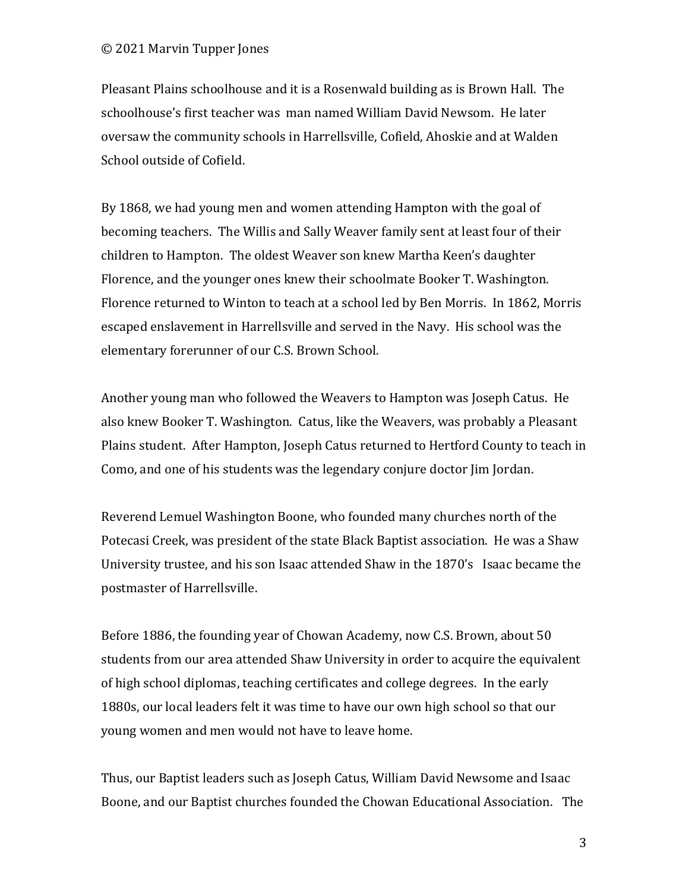Pleasant Plains schoolhouse and it is a Rosenwald building as is Brown Hall. The schoolhouse's first teacher was man named William David Newsom. He later oversaw the community schools in Harrellsville, Cofield, Ahoskie and at Walden School outside of Cofield.

By 1868, we had young men and women attending Hampton with the goal of becoming teachers. The Willis and Sally Weaver family sent at least four of their children to Hampton. The oldest Weaver son knew Martha Keen's daughter Florence, and the younger ones knew their schoolmate Booker T. Washington. Florence returned to Winton to teach at a school led by Ben Morris. In 1862, Morris escaped enslavement in Harrellsville and served in the Navy. His school was the elementary forerunner of our C.S. Brown School.

Another young man who followed the Weavers to Hampton was Joseph Catus. He also knew Booker T. Washington. Catus, like the Weavers, was probably a Pleasant Plains student. After Hampton, Joseph Catus returned to Hertford County to teach in Como, and one of his students was the legendary conjure doctor Jim Jordan.

Reverend Lemuel Washington Boone, who founded many churches north of the Potecasi Creek, was president of the state Black Baptist association. He was a Shaw University trustee, and his son Isaac attended Shaw in the 1870's Isaac became the postmaster of Harrellsville.

Before 1886, the founding year of Chowan Academy, now C.S. Brown, about 50 students from our area attended Shaw University in order to acquire the equivalent of high school diplomas, teaching certificates and college degrees. In the early 1880s, our local leaders felt it was time to have our own high school so that our young women and men would not have to leave home.

Thus, our Baptist leaders such as Joseph Catus, William David Newsome and Isaac Boone, and our Baptist churches founded the Chowan Educational Association. The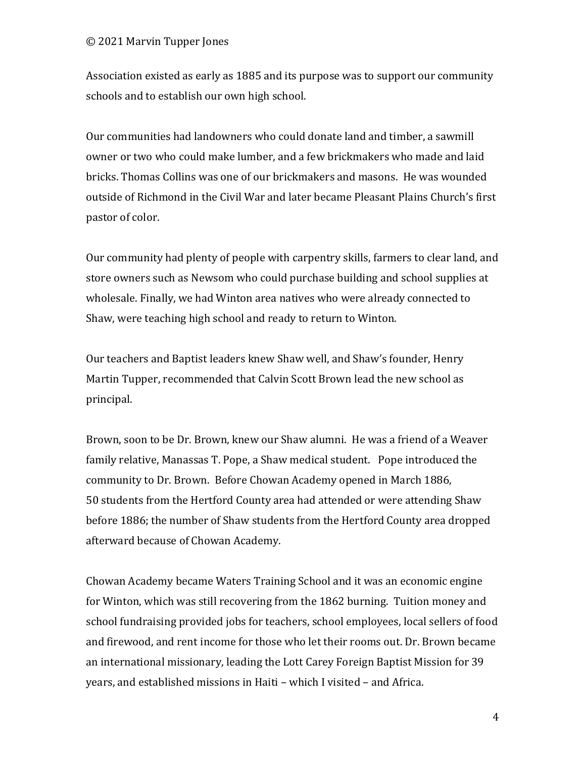Association existed as early as 1885 and its purpose was to support our community schools and to establish our own high school.

Our communities had landowners who could donate land and timber, a sawmill owner or two who could make lumber, and a few brickmakers who made and laid bricks. Thomas Collins was one of our brickmakers and masons. He was wounded outside of Richmond in the Civil War and later became Pleasant Plains Church's first pastor of color.

Our community had plenty of people with carpentry skills, farmers to clear land, and store owners such as Newsom who could purchase building and school supplies at wholesale. Finally, we had Winton area natives who were already connected to Shaw, were teaching high school and ready to return to Winton.

Our teachers and Baptist leaders knew Shaw well, and Shaw's founder, Henry Martin Tupper, recommended that Calvin Scott Brown lead the new school as principal.

Brown, soon to be Dr. Brown, knew our Shaw alumni. He was a friend of a Weaver family relative, Manassas T. Pope, a Shaw medical student. Pope introduced the community to Dr. Brown. Before Chowan Academy opened in March 1886, 50 students from the Hertford County area had attended or were attending Shaw before 1886; the number of Shaw students from the Hertford County area dropped afterward because of Chowan Academy.

Chowan Academy became Waters Training School and it was an economic engine for Winton, which was still recovering from the 1862 burning. Tuition money and school fundraising provided jobs for teachers, school employees, local sellers of food and firewood, and rent income for those who let their rooms out. Dr. Brown became an international missionary, leading the Lott Carey Foreign Baptist Mission for 39 years, and established missions in Haiti – which I visited – and Africa.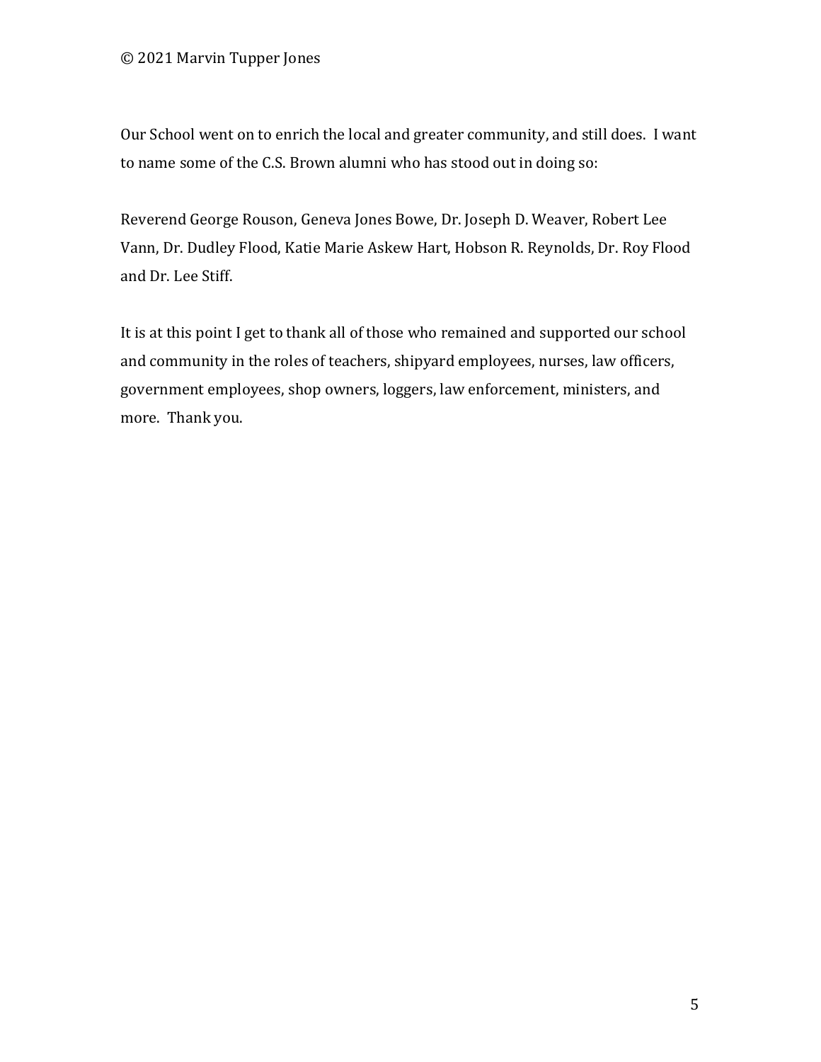Our School went on to enrich the local and greater community, and still does. I want to name some of the C.S. Brown alumni who has stood out in doing so:

Reverend George Rouson, Geneva Jones Bowe, Dr. Joseph D. Weaver, Robert Lee Vann, Dr. Dudley Flood, Katie Marie Askew Hart, Hobson R. Reynolds, Dr. Roy Flood and Dr. Lee Stiff.

It is at this point I get to thank all of those who remained and supported our school and community in the roles of teachers, shipyard employees, nurses, law officers, government employees, shop owners, loggers, law enforcement, ministers, and more. Thank you.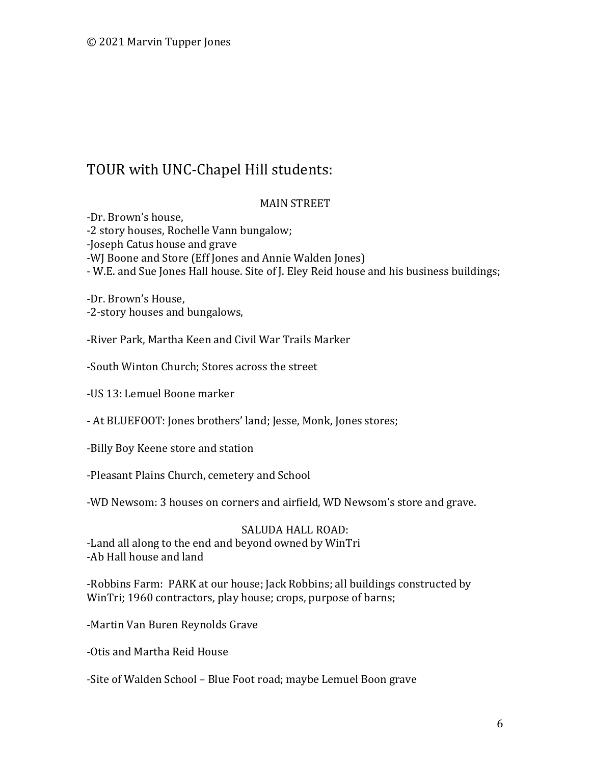© 2021 Marvin Tupper Jones

## TOUR with UNC-Chapel Hill students:

### MAIN STREET

-Dr. Brown's house,
-2 story houses, Rochelle Vann bungalow;
-Joseph Catus house and grave
-WJ Boone and Store (Eff Jones and Annie Walden Jones)
- W.E. and Sue Jones Hall house. Site of J. Eley Reid house and his business buildings;

-Dr. Brown's House,
-2-story houses and bungalows,

-River Park, Martha Keen and Civil War Trails Marker

-South Winton Church; Stores across the street

-US 13: Lemuel Boone marker

- At BLUEFOOT: Jones brothers' land; Jesse, Monk, Jones stores;

-Billy Boy Keene store and station

-Pleasant Plains Church, cemetery and School

-WD Newsom: 3 houses on corners and airfield, WD Newsom's store and grave.

### SALUDA HALL ROAD:

-Land all along to the end and beyond owned by WinTri
-Ab Hall house and land

-Robbins Farm: PARK at our house; Jack Robbins; all buildings constructed by WinTri; 1960 contractors, play house; crops, purpose of barns;

-Martin Van Buren Reynolds Grave

-Otis and Martha Reid House

-Site of Walden School – Blue Foot road; maybe Lemuel Boon grave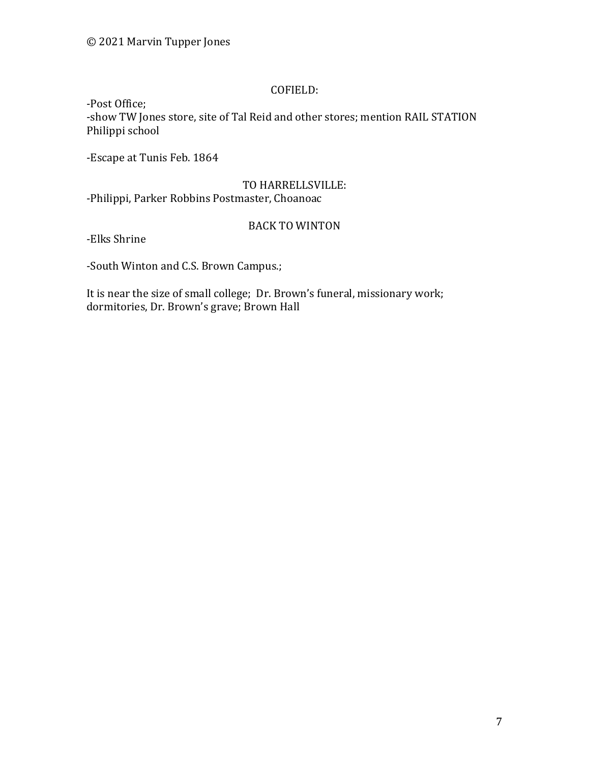© 2021 Marvin Tupper Jones

## COFIELD:

-Post Office;
-show TW Jones store, site of Tal Reid and other stores; mention RAIL STATION Philippi school

-Escape at Tunis Feb. 1864

## TO HARRELLSVILLE:

-Philippi, Parker Robbins Postmaster, Choanoac

## BACK TO WINTON

-Elks Shrine

-South Winton and C.S. Brown Campus.;

It is near the size of small college;  Dr. Brown's funeral, missionary work; dormitories, Dr. Brown's grave; Brown Hall